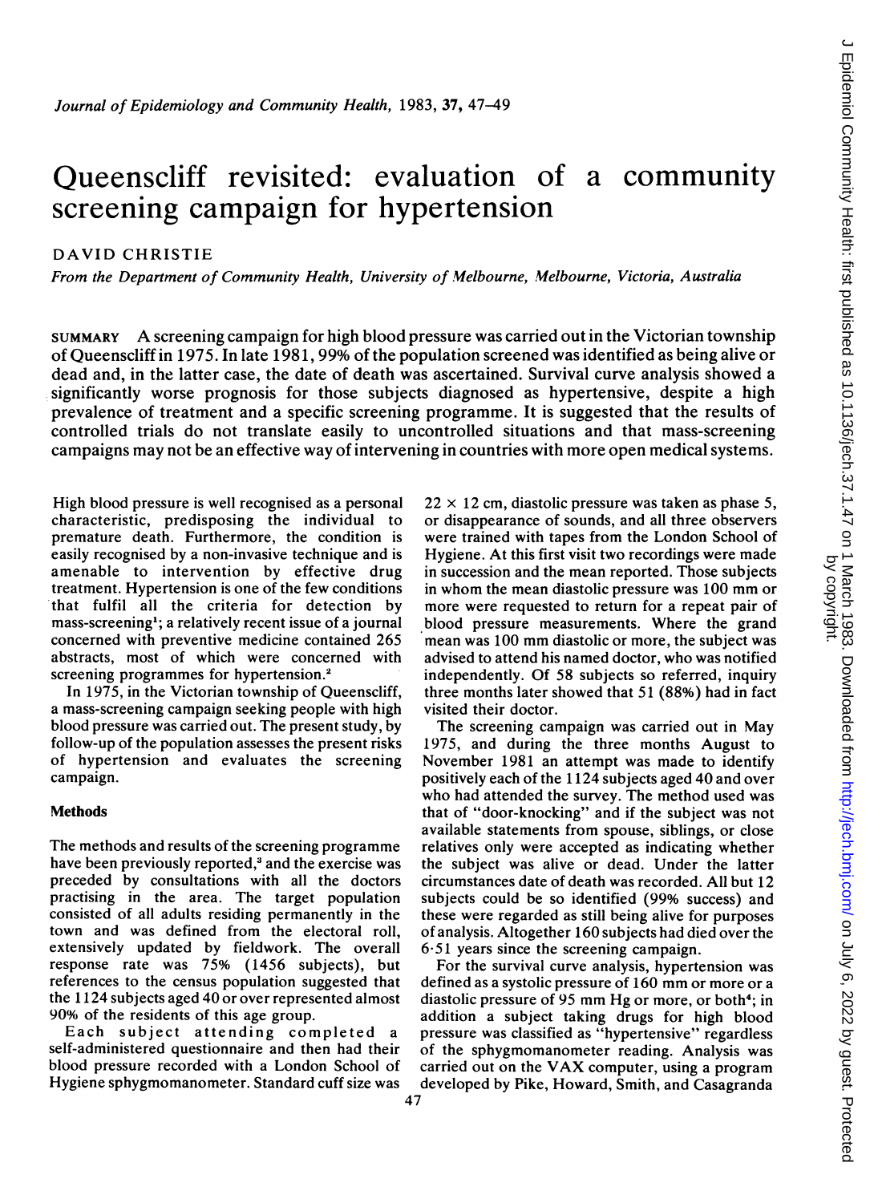# Queenscliff revisited: evaluation of a community screening campaign for hypertension

DAVID CHRISTIE

*From the Department of Community Health, University of Melbourne, Melbourne, Victoria, Australia*

SUMMARY A screening campaign for high blood pressure was carried out in the Victorian township of Queenscliff in 1975. In late 1981, 99% of the population screened was identified as being alive or dead and, in the latter case, the date of death was ascertained. Survival curve analysis showed a significantly worse prognosis for those subjects diagnosed as hypertensive, despite a high prevalence of treatment and a specific screening programme. It is suggested that the results of controlled trials do not translate easily to uncontrolled situations and that mass-screening campaigns may not be an effective way of intervening in countries with more open medical systems.

High blood pressure is well recognised as a personal characteristic, predisposing the individual to premature death. Furthermore, the condition is easily recognised by a non-invasive technique and is amenable to intervention by effective drug treatment. Hypertension is one of the few conditions that fulfil all the criteria for detection by mass-screening[1]; a relatively recent issue of a journal concerned with preventive medicine contained 265 abstracts, most of which were concerned with screening programmes for hypertension.[2]

In 1975, in the Victorian township of Queenscliff, a mass-screening campaign seeking people with high blood pressure was carried out. The present study, by follow-up of the population assesses the present risks of hypertension and evaluates the screening campaign.

## Methods

The methods and results of the screening programme have been previously reported,[3] and the exercise was preceded by consultations with all the doctors practising in the area. The target population consisted of all adults residing permanently in the town and was defined from the electoral roll, extensively updated by fieldwork. The overall response rate was 75% (1456 subjects), but references to the census population suggested that the 1124 subjects aged 40 or over represented almost 90% of the residents of this age group.

Each subject attending completed a self-administered questionnaire and then had their blood pressure recorded with a London School of Hygiene sphygmomanometer. Standard cuff size was 22 × 12 cm, diastolic pressure was taken as phase 5, or disappearance of sounds, and all three observers were trained with tapes from the London School of Hygiene. At this first visit two recordings were made in succession and the mean reported. Those subjects in whom the mean diastolic pressure was 100 mm or more were requested to return for a repeat pair of blood pressure measurements. Where the grand mean was 100 mm diastolic or more, the subject was advised to attend his named doctor, who was notified independently. Of 58 subjects so referred, inquiry three months later showed that 51 (88%) had in fact visited their doctor.

The screening campaign was carried out in May 1975, and during the three months August to November 1981 an attempt was made to identify positively each of the 1124 subjects aged 40 and over who had attended the survey. The method used was that of "door-knocking" and if the subject was not available statements from spouse, siblings, or close relatives only were accepted as indicating whether the subject was alive or dead. Under the latter circumstances date of death was recorded. All but 12 subjects could be so identified (99% success) and these were regarded as still being alive for purposes of analysis. Altogether 160 subjects had died over the 6·51 years since the screening campaign.

For the survival curve analysis, hypertension was defined as a systolic pressure of 160 mm or more or a diastolic pressure of 95 mm Hg or more, or both[4]; in addition a subject taking drugs for high blood pressure was classified as "hypertensive" regardless of the sphygmomanometer reading. Analysis was carried out on the VAX computer, using a program developed by Pike, Howard, Smith, and Casagranda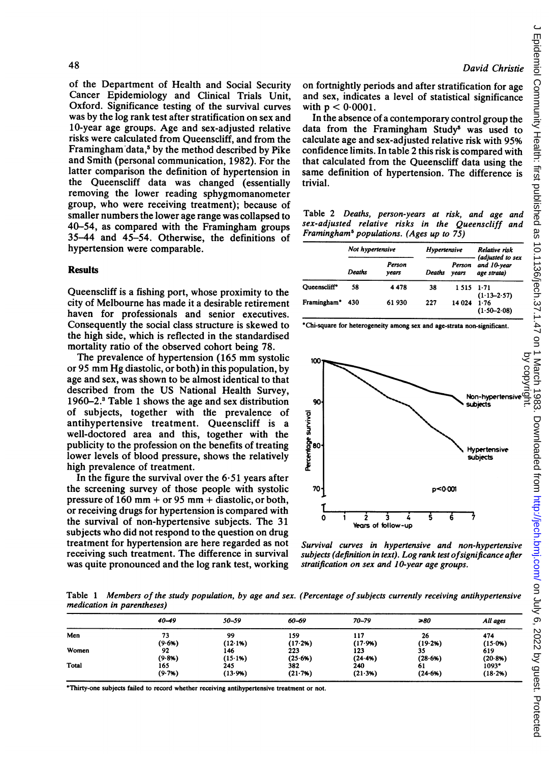of the Department of Health and Social Security Cancer Epidemiology and Clinical Trials Unit, Oxford. Significance testing of the survival curves was by the log rank test after stratification on sex and 10-year age groups. Age and sex-adjusted relative risks were calculated from Queenscliff, and from the Framingham data,[5] by the method described by Pike and Smith (personal communication, 1982). For the latter comparison the definition of hypertension in the Queenscliff data was changed (essentially removing the lower reading sphygmomanometer group, who were receiving treatment); because of smaller numbers the lower age range was collapsed to 40–54, as compared with the Framingham groups 35–44 and 45–54. Otherwise, the definitions of hypertension were comparable.

## Results

Queenscliff is a fishing port, whose proximity to the city of Melbourne has made it a desirable retirement haven for professionals and senior executives. Consequently the social class structure is skewed to the high side, which is reflected in the standardised mortality ratio of the observed cohort being 78.

The prevalence of hypertension (165 mm systolic or 95 mm Hg diastolic, or both) in this population, by age and sex, was shown to be almost identical to that described from the US National Health Survey, 1960–2.[3] Table 1 shows the age and sex distribution of subjects, together with the prevalence of antihypertensive treatment. Queenscliff is a well-doctored area and this, together with the publicity to the profession on the benefits of treating lower levels of blood pressure, shows the relatively high prevalence of treatment.

In the figure the survival over the 6·51 years after the screening survey of those people with systolic pressure of 160 mm + or 95 mm + diastolic, or both, or receiving drugs for hypertension is compared with the survival of non-hypertensive subjects. The 31 subjects who did not respond to the question on drug treatment for hypertension are here regarded as not receiving such treatment. The difference in survival was quite pronounced and the log rank test, working on fortnightly periods and after stratification for age and sex, indicates a level of statistical significance with $p < 0·0001$.

In the absence of a contemporary control group the data from the Framingham Study[5] was used to calculate age and sex-adjusted relative risk with 95% confidence limits. In table 2 this risk is compared with that calculated from the Queenscliff data using the same definition of hypertension. The difference is trivial.

Table 2 *Deaths, person-years at risk, and age and sex-adjusted relative risks in the Queenscliff and Framingham[5] populations. (Ages up to 75)*

| | Not hypertensive | | Hypertensive | | Relative risk (adjusted to sex and 10-year age strata) |
|---|---|---|---|---|---|
| | Deaths | Person years | Deaths | Person years | |
| Queenscliff* | 58 | 4 478 | 38 | 1 515 | 1·71 (1·13–2·57) |
| Framingham* | 430 | 61 930 | 227 | 14 024 | 1·76 (1·50–2·08) |

*Chi-square for heterogeneity among sex and age-strata non-significant.

100
90
80
70
Percentage survival
0 1 2 3 4 5 6 7
Years of follow-up
Non-hypertensive subjects
Hypertensive subjects
p<0·001

*Survival curves in hypertensive and non-hypertensive subjects (definition in text). Log rank test of significance after stratification on sex and 10-year age groups.*

Table 1 *Members of the study population, by age and sex. (Percentage of subjects currently receiving antihypertensive medication in parentheses)*

| | 40–49 | 50–59 | 60–69 | 70–79 | ≥80 | All ages |
|---|---|---|---|---|---|---|
| Men | 73 (9·6%) | 99 (12·1%) | 159 (17·2%) | 117 (17·9%) | 26 (19·2%) | 474 (15·0%) |
| Women | 92 (9·8%) | 146 (15·1%) | 223 (25·6%) | 123 (24·4%) | 35 (28·6%) | 619 (20·8%) |
| Total | 165 (9·7%) | 245 (13·9%) | 382 (21·7%) | 240 (21·3%) | 61 (24·6%) | 1093* (18·2%) |

*Thirty-one subjects failed to record whether receiving antihypertensive treatment or not.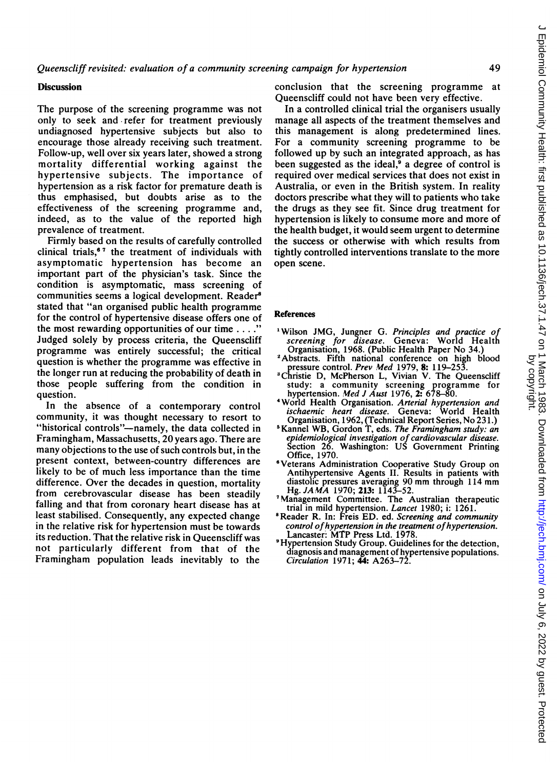## Discussion

The purpose of the screening programme was not only to seek and refer for treatment previously undiagnosed hypertensive subjects but also to encourage those already receiving such treatment. Follow-up, well over six years later, showed a strong mortality differential working against the hypertensive subjects. The importance of hypertension as a risk factor for premature death is thus emphasised, but doubts arise as to the effectiveness of the screening programme and, indeed, as to the value of the reported high prevalence of treatment.

Firmly based on the results of carefully controlled clinical trials,[6,7] the treatment of individuals with asymptomatic hypertension has become an important part of the physician's task. Since the condition is asymptomatic, mass screening of communities seems a logical development. Reader[8] stated that "an organised public health programme for the control of hypertensive disease offers one of the most rewarding opportunities of our time . . . ." Judged solely by process criteria, the Queenscliff programme was entirely successful; the critical question is whether the programme was effective in the longer run at reducing the probability of death in those people suffering from the condition in question.

In the absence of a contemporary control community, it was thought necessary to resort to "historical controls"—namely, the data collected in Framingham, Massachusetts, 20 years ago. There are many objections to the use of such controls but, in the present context, between-country differences are likely to be of much less importance than the time difference. Over the decades in question, mortality from cerebrovascular disease has been steadily falling and that from coronary heart disease has at least stabilised. Consequently, any expected change in the relative risk for hypertension must be towards its reduction. That the relative risk in Queenscliff was not particularly different from that of the Framingham population leads inevitably to the conclusion that the screening programme at Queenscliff could not have been very effective.

In a controlled clinical trial the organisers usually manage all aspects of the treatment themselves and this management is along predetermined lines. For a community screening programme to be followed up by such an integrated approach, as has been suggested as the ideal,[9] a degree of control is required over medical services that does not exist in Australia, or even in the British system. In reality doctors prescribe what they will to patients who take the drugs as they see fit. Since drug treatment for hypertension is likely to consume more and more of the health budget, it would seem urgent to determine the success or otherwise with which results from tightly controlled interventions translate to the more open scene.

## References

1. Wilson JMG, Jungner G. *Principles and practice of screening for disease.* Geneva: World Health Organisation, 1968. (Public Health Paper No 34.)
2. Abstracts. Fifth national conference on high blood pressure control. *Prev Med* 1979, **8:** 119–253.
3. Christie D, McPherson L, Vivian V. The Queenscliff study: a community screening programme for hypertension. *Med J Aust* 1976, **2:** 678–80.
4. World Health Organisation. *Arterial hypertension and ischaemic heart disease.* Geneva: World Health Organisation, 1962, (Technical Report Series, No 231.)
5. Kannel WB, Gordon T, eds. *The Framingham study: an epidemiological investigation of cardiovascular disease.* Section 26. Washington: US Government Printing Office, 1970.
6. Veterans Administration Cooperative Study Group on Antihypertensive Agents II. Results in patients with diastolic pressures averaging 90 mm through 114 mm Hg. *JAMA* 1970; **213:** 1143–52.
7. Management Committee. The Australian therapeutic trial in mild hypertension. *Lancet* 1980; i: 1261.
8. Reader R. In: Freis ED. ed. *Screening and community control of hypertension in the treatment of hypertension.* Lancaster: MTP Press Ltd. 1978.
9. Hypertension Study Group. Guidelines for the detection, diagnosis and management of hypertensive populations. *Circulation* 1971; **44:** A263–72.